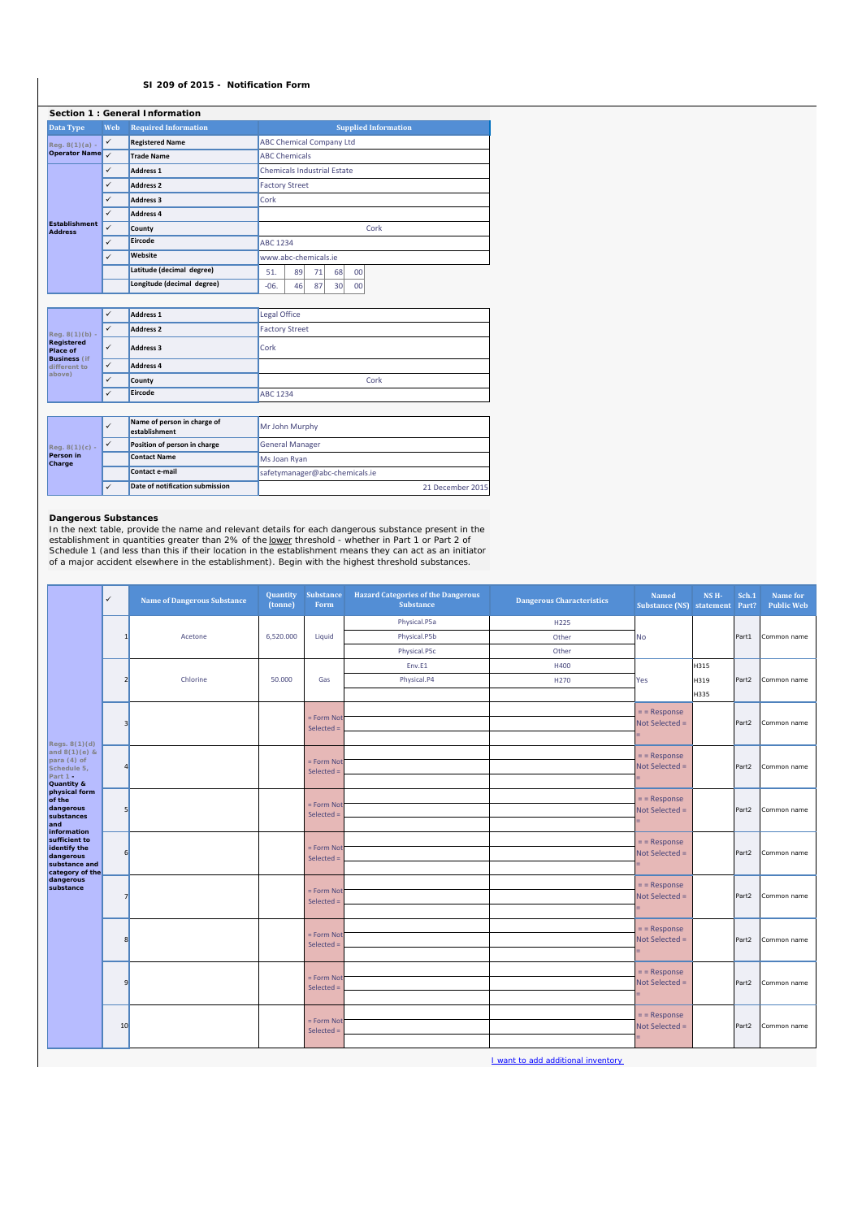**SI 209 of 2015 - Notification Form**

**Section 1 : General Information**

| Data Type | Web | Required Information | Supplied Information |
|---|---|---|---|
| Reg. 8(1)(a) - **Operator Name** | ✓ | **Registered Name** | ABC Chemical Company Ltd |
| | ✓ | **Trade Name** | ABC Chemicals |
| **Establishment Address** | ✓ | **Address 1** | Chemicals Industrial Estate |
| | ✓ | **Address 2** | Factory Street |
| | ✓ | **Address 3** | Cork |
| | ✓ | **Address 4** | |
| | ✓ | **County** | Cork |
| | ✓ | **Eircode** | ABC 1234 |
| | ✓ | **Website** | www.abc-chemicals.ie |
| | | **Latitude (decimal degree)** | 51. 89 71 68 00 |
| | | **Longitude (decimal degree)** | -06. 46 87 30 00 |

| Data Type | Web | Required Information | Supplied Information |
|---|---|---|---|
| Reg. 8(1)(b) - **Registered Place of Business** (if different to above) | ✓ | **Address 1** | Legal Office |
| | ✓ | **Address 2** | Factory Street |
| | ✓ | **Address 3** | Cork |
| | ✓ | **Address 4** | |
| | ✓ | **County** | Cork |
| | ✓ | **Eircode** | ABC 1234 |

| Data Type | Web | Required Information | Supplied Information |
|---|---|---|---|
| Reg. 8(1)(c) - **Person in Charge** | ✓ | **Name of person in charge of establishment** | Mr John Murphy |
| | ✓ | **Position of person in charge** | General Manager |
| | | **Contact Name** | Ms Joan Ryan |
| | | **Contact e-mail** | safetymanager@abc-chemicals.ie |
| | ✓ | **Date of notification submission** | 21 December 2015 |

**Dangerous Substances**

In the next table, provide the name and relevant details for each dangerous substance present in the establishment in quantities greater than 2% of the lower threshold - whether in Part 1 or Part 2 of Schedule 1 (and less than this if their location in the establishment means they can act as an initiator of a major accident elsewhere in the establishment). Begin with the highest threshold substances.

| Regs. 8(1)(d) and 8(1)(e) & para (4) of Schedule 5, Part 1 - **Quantity & physical form of the dangerous substances and information sufficient to identify the dangerous substance and category of the dangerous substance** | ✓ | Name of Dangerous Substance | Quantity (tonne) | Substance Form | Hazard Categories of the Dangerous Substance | Dangerous Characteristics | Named Substance (NS) | NS H-statement | Sch.1 Part? | Name for Public Web |
|---|---|---|---|---|---|---|---|---|---|---|
| | 1 | Acetone | 6,520.000 | Liquid | Physical.P5a | H225 | No | | Part1 | Common name |
| | | | | | Physical.P5b | Other | | | | |
| | | | | | Physical.P5c | Other | | | | |
| | 2 | Chlorine | 50.000 | Gas | Env.E1 | H400 | Yes | H315 | Part2 | Common name |
| | | | | | Physical.P4 | H270 | | H319 | | |
| | | | | | | | | H335 | | |
| | 3 | | | = Form Not Selected = | | | = = Response Not Selected = = | | Part2 | Common name |
| | 4 | | | = Form Not Selected = | | | = = Response Not Selected = = | | Part2 | Common name |
| | 5 | | | = Form Not Selected = | | | = = Response Not Selected = = | | Part2 | Common name |
| | 6 | | | = Form Not Selected = | | | = = Response Not Selected = = | | Part2 | Common name |
| | 7 | | | = Form Not Selected = | | | = = Response Not Selected = = | | Part2 | Common name |
| | 8 | | | = Form Not Selected = | | | = = Response Not Selected = = | | Part2 | Common name |
| | 9 | | | = Form Not Selected = | | | = = Response Not Selected = = | | Part2 | Common name |
| | 10 | | | = Form Not Selected = | | | = = Response Not Selected = = | | Part2 | Common name |

I want to add additional inventory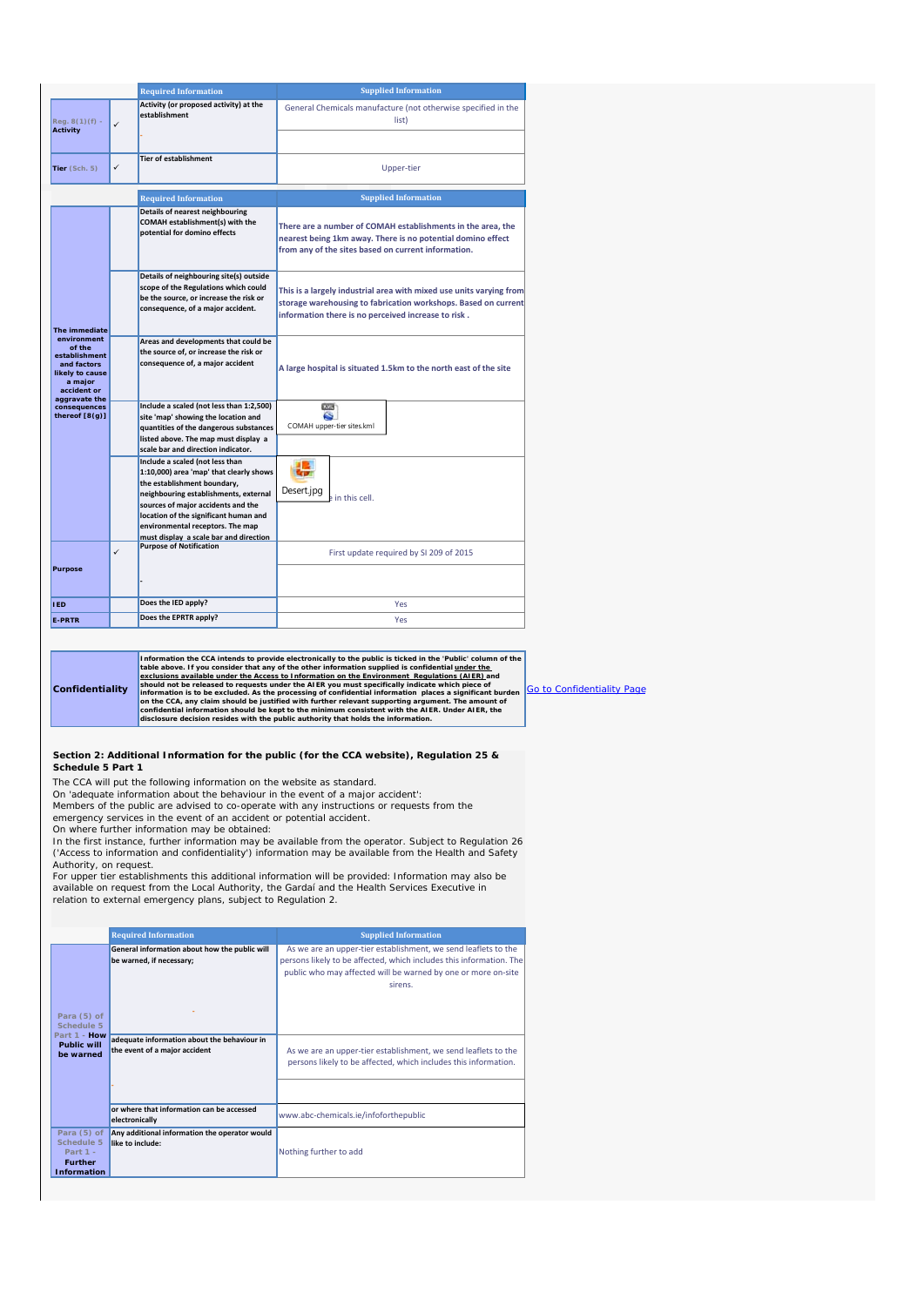| | | Required Information | Supplied Information |
|---|---|---|---|
| Reg. 8(1)(f) - **Activity** | ✓ | Activity (or proposed activity) at the establishment | General Chemicals manufacture (not otherwise specified in the list) |
| | | - | |
| **Tier** (Sch. 5) | ✓ | Tier of establishment | Upper-tier |

| | | Required Information | Supplied Information |
|---|---|---|---|
| **The immediate environment of the establishment and factors likely to cause a major accident or aggravate the consequences thereof [8(g)]** | | Details of nearest neighbouring COMAH establishment(s) with the potential for domino effects | There are a number of COMAH establishments in the area, the nearest being 1km away. There is no potential domino effect from any of the sites based on current information. |
| | | Details of neighbouring site(s) outside scope of the Regulations which could be the source, or increase the risk or consequence, of a major accident. | This is a largely industrial area with mixed use units varying from storage warehousing to fabrication workshops. Based on current information there is no perceived increase to risk . |
| | | Areas and developments that could be the source of, or increase the risk or consequence of, a major accident | A large hospital is situated 1.5km to the north east of the site |
| | | Include a scaled (not less than 1:2,500) site 'map' showing the location and quantities of the dangerous substances listed above. The map must display a scale bar and direction indicator. | COMAH upper-tier sites.kml |
| | | Include a scaled (not less than 1:10,000) area 'map' that clearly shows the establishment boundary, neighbouring establishments, external sources of major accidents and the location of the significant human and environmental receptors. The map must display a scale bar and direction | Desert.jpg ... in this cell. |
| **Purpose** | ✓ | Purpose of Notification | First update required by SI 209 of 2015 |
| | | - | |
| **IED** | | Does the IED apply? | Yes |
| **E-PRTR** | | Does the EPRTR apply? | Yes |

| **Confidentiality** | **Information the CCA intends to provide electronically to the public is ticked in the 'Public' column of the table above. If you consider that any of the other information supplied is confidential under the exclusions available under the Access to Information on the Environment Regulations (AIER) and should not be released to requests under the AIER you must specifically indicate which piece of information is to be excluded. As the processing of confidential information places a significant burden on the CCA, any claim should be justified with further relevant supporting argument. The amount of confidential information should be kept to the minimum consistent with the AIER. Under AIER, the disclosure decision resides with the public authority that holds the information.** | Go to Confidentiality Page |
|---|---|---|

**Section 2: Additional Information for the public (for the CCA website), Regulation 25 & Schedule 5 Part 1**

The CCA will put the following information on the website as standard.
On 'adequate information about the behaviour in the event of a major accident':
Members of the public are advised to co-operate with any instructions or requests from the emergency services in the event of an accident or potential accident.
On where further information may be obtained:
In the first instance, further information may be available from the operator. Subject to Regulation 26 ('Access to information and confidentiality') information may be available from the Health and Safety Authority, on request.
For upper tier establishments this additional information will be provided: Information may also be available on request from the Local Authority, the Gardaí and the Health Services Executive in relation to external emergency plans, subject to Regulation 2.

| | Required Information | Supplied Information |
|---|---|---|
| Para (5) of Schedule 5 Part 1 - **How Public will be warned** | General information about how the public will be warned, if necessary; | As we are an upper-tier establishment, we send leaflets to the persons likely to be affected, which includes this information. The public who may affected will be warned by one or more on-site sirens. |
| | - | |
| | adequate information about the behaviour in the event of a major accident | As we are an upper-tier establishment, we send leaflets to the persons likely to be affected, which includes this information. |
| | - | |
| | or where that information can be accessed electronically | www.abc-chemicals.ie/infoforthepublic |
| Para (5) of Schedule 5 Part 1 - **Further Information** | Any additional information the operator would like to include: | Nothing further to add |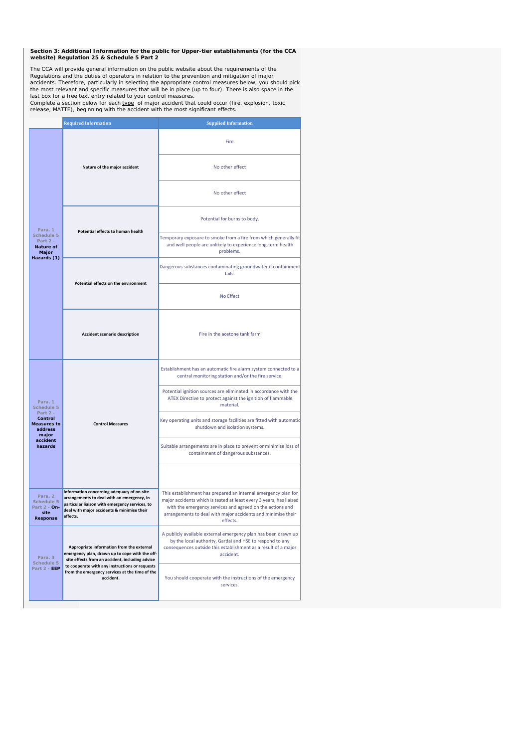**Section 3: Additional Information for the public for Upper-tier establishments (for the CCA website) Regulation 25 & Schedule 5 Part 2**

The CCA will provide general information on the public website about the requirements of the Regulations and the duties of operators in relation to the prevention and mitigation of major accidents. Therefore, particularly in selecting the appropriate control measures below, you should pick the most relevant and specific measures that will be in place (up to four). There is also space in the last box for a free text entry related to your control measures.

Complete a section below for each type of major accident that could occur (fire, explosion, toxic release, MATTE), beginning with the accident with the most significant effects.

| | Required Information | Supplied Information |
|---|---|---|
| Para. 1 Schedule 5 Part 2 - **Nature of Major Hazards (1)** | **Nature of the major accident** | Fire |
| | | No other effect |
| | | No other effect |
| | **Potential effects to human health** | Potential for burns to body. |
| | | Temporary exposure to smoke from a fire from which generally fit and well people are unlikely to experience long-term health problems. |
| | **Potential effects on the environment** | Dangerous substances contaminating groundwater if containment fails. |
| | | No Effect |
| | **Accident scenario description** | Fire in the acetone tank farm |
| Para. 1 Schedule 5 Part 2 - **Control Measures to address major accident hazards** | **Control Measures** | Establishment has an automatic fire alarm system connected to a central monitoring station and/or the fire service. |
| | | Potential ignition sources are eliminated in accordance with the ATEX Directive to protect against the ignition of flammable material. |
| | | Key operating units and storage facilities are fitted with automatic shutdown and isolation systems. |
| | | Suitable arrangements are in place to prevent or minimise loss of containment of dangerous substances. |
| | | |
| Para. 2 Schedule 5 Part 2 - **On-site Response** | **Information concerning adequacy of on-site arrangements to deal with an emergency, in particular liaison with emergency services, to deal with major accidents & minimise their effects.** | This establishment has prepared an internal emergency plan for major accidents which is tested at least every 3 years, has liaised with the emergency services and agreed on the actions and arrangements to deal with major accidents and minimise their effects. |
| Para. 3 Schedule 5 Part 2 - **EEP** | **Appropriate information from the external emergency plan, drawn up to cope with the off-site effects from an accident, including advice to cooperate with any instructions or requests from the emergency services at the time of the accident.** | A publicly available external emergency plan has been drawn up by the local authority, Gardai and HSE to respond to any consequences outside this establishment as a result of a major accident. |
| | | You should cooperate with the instructions of the emergency services. |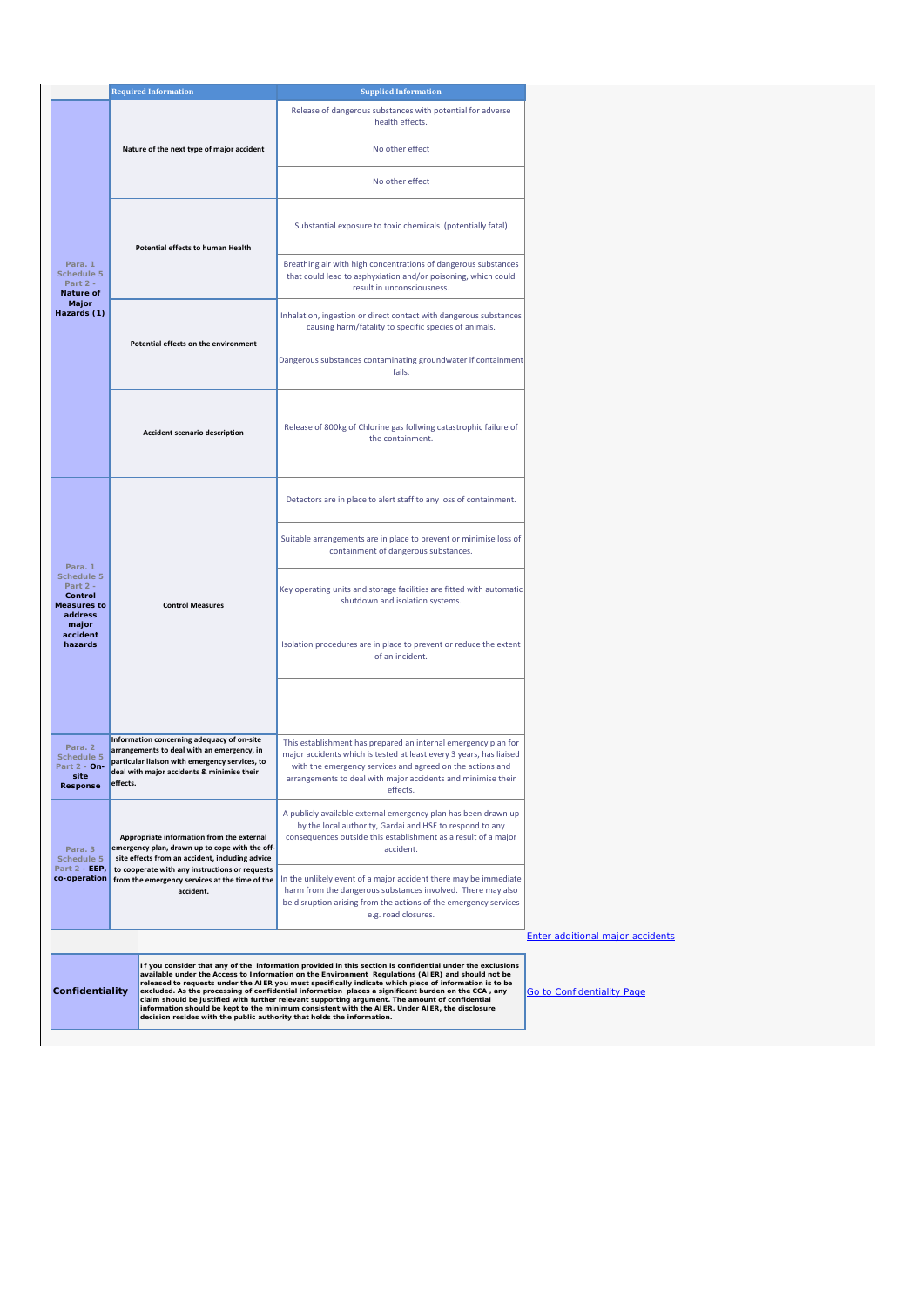| | Required Information | Supplied Information |
|---|---|---|
| Para. 1 Schedule 5 Part 2 - **Nature of Major Hazards (1)** | Nature of the next type of major accident | Release of dangerous substances with potential for adverse health effects. |
| | | No other effect |
| | | No other effect |
| | Potential effects to human Health | Substantial exposure to toxic chemicals (potentially fatal) |
| | | Breathing air with high concentrations of dangerous substances that could lead to asphyxiation and/or poisoning, which could result in unconsciousness. |
| | Potential effects on the environment | Inhalation, ingestion or direct contact with dangerous substances causing harm/fatality to specific species of animals. |
| | | Dangerous substances contaminating groundwater if containment fails. |
| | Accident scenario description | Release of 800kg of Chlorine gas follwing catastrophic failure of the containment. |
| Para. 1 Schedule 5 Part 2 - **Control Measures to address major accident hazards** | Control Measures | Detectors are in place to alert staff to any loss of containment. |
| | | Suitable arrangements are in place to prevent or minimise loss of containment of dangerous substances. |
| | | Key operating units and storage facilities are fitted with automatic shutdown and isolation systems. |
| | | Isolation procedures are in place to prevent or reduce the extent of an incident. |
| | | |
| Para. 2 Schedule 5 Part 2 - **On-site Response** | Information concerning adequacy of on-site arrangements to deal with an emergency, in particular liaison with emergency services, to deal with major accidents & minimise their effects. | This establishment has prepared an internal emergency plan for major accidents which is tested at least every 3 years, has liaised with the emergency services and agreed on the actions and arrangements to deal with major accidents and minimise their effects. |
| Para. 3 Schedule 5 Part 2 - **EEP, co-operation** | Appropriate information from the external emergency plan, drawn up to cope with the off-site effects from an accident, including advice to cooperate with any instructions or requests from the emergency services at the time of the accident. | A publicly available external emergency plan has been drawn up by the local authority, Gardai and HSE to respond to any consequences outside this establishment as a result of a major accident. |
| | | In the unlikely event of a major accident there may be immediate harm from the dangerous substances involved. There may also be disruption arising from the actions of the emergency services e.g. road closures. |

Enter additional major accidents

| | |
|---|---|
| **Confidentiality** | **If you consider that any of the information provided in this section is confidential under the exclusions available under the Access to Information on the Environment Regulations (AIER) and should not be released to requests under the AIER you must specifically indicate which piece of information is to be excluded. As the processing of confidential information places a significant burden on the CCA, any claim should be justified with further relevant supporting argument. The amount of confidential information should be kept to the minimum consistent with the AIER. Under AIER, the disclosure decision resides with the public authority that holds the information.** |

Go to Confidentiality Page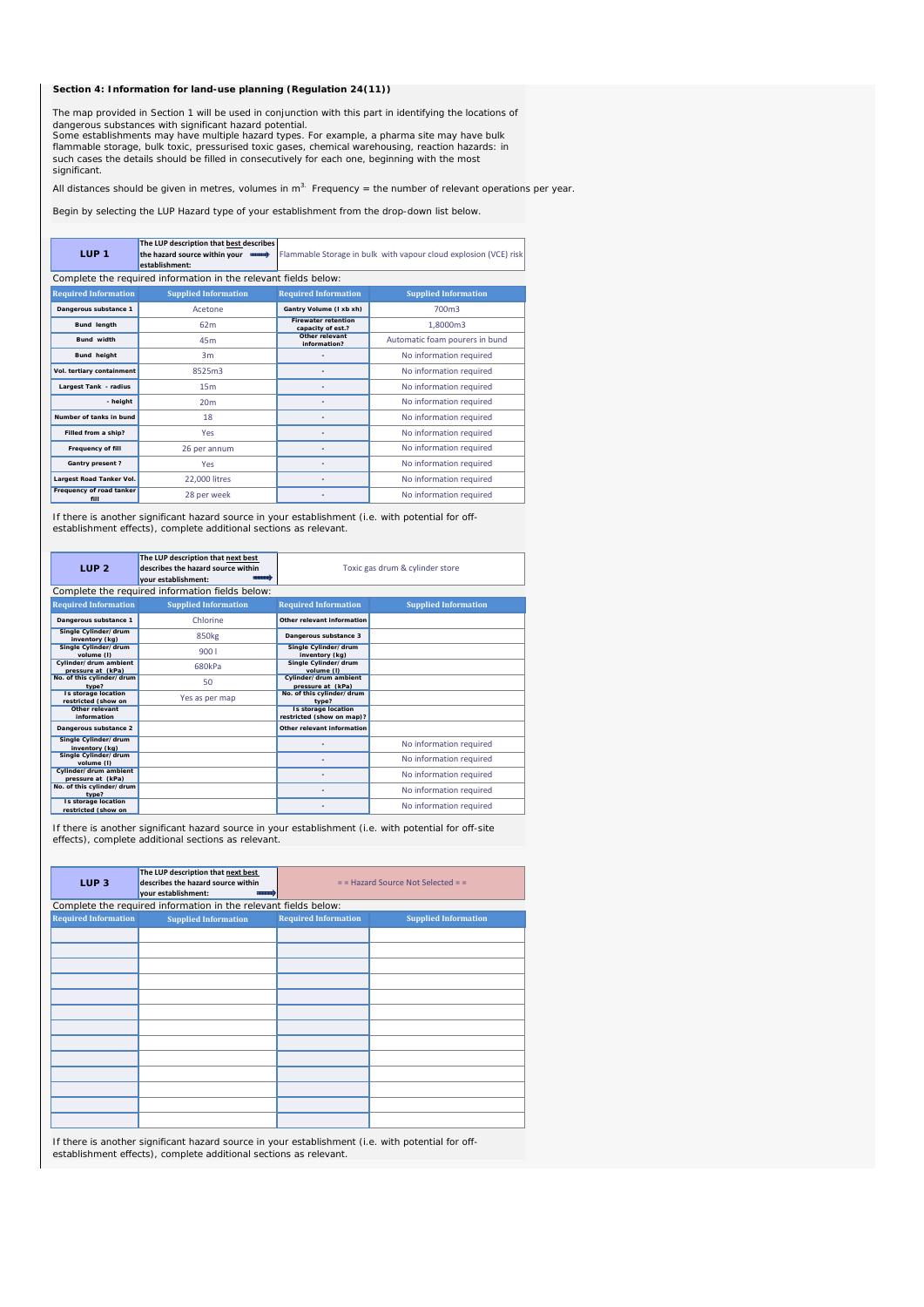**Section 4: Information for land-use planning (Regulation 24(11))**

The map provided in Section 1 will be used in conjunction with this part in identifying the locations of dangerous substances with significant hazard potential.
Some establishments may have multiple hazard types. For example, a pharma site may have bulk flammable storage, bulk toxic, pressurised toxic gases, chemical warehousing, reaction hazards: in such cases the details should be filled in consecutively for each one, beginning with the most significant.

All distances should be given in metres, volumes in $m^3$. Frequency = the number of relevant operations per year.

Begin by selecting the LUP Hazard type of your establishment from the drop-down list below.

| **LUP 1** | The LUP description that best describes the hazard source within your establishment: ⟹ | Flammable Storage in bulk with vapour cloud explosion (VCE) risk | |
|---|---|---|---|

Complete the required information in the relevant fields below:

| Required Information | Supplied Information | Required Information | Supplied Information |
|---|---|---|---|
| Dangerous substance 1 | Acetone | Gantry Volume (l xb xh) | 700m3 |
| Bund length | 62m | Firewater retention capacity of est.? | 1,8000m3 |
| Bund width | 45m | Other relevant information? | Automatic foam pourers in bund |
| Bund height | 3m | - | No information required |
| Vol. tertiary containment | 8525m3 | - | No information required |
| Largest Tank - radius | 15m | - | No information required |
| - height | 20m | - | No information required |
| Number of tanks in bund | 18 | - | No information required |
| Filled from a ship? | Yes | - | No information required |
| Frequency of fill | 26 per annum | - | No information required |
| Gantry present ? | Yes | - | No information required |
| Largest Road Tanker Vol. | 22,000 litres | - | No information required |
| Frequency of road tanker fill | 28 per week | - | No information required |

If there is another significant hazard source in your establishment (i.e. with potential for off-establishment effects), complete additional sections as relevant.

| **LUP 2** | The LUP description that next best describes the hazard source within your establishment: ⟹ | Toxic gas drum & cylinder store | |
|---|---|---|---|

Complete the required information fields below:

| Required Information | Supplied Information | Required Information | Supplied Information |
|---|---|---|---|
| Dangerous substance 1 | Chlorine | Other relevant information | |
| Single Cylinder/ drum inventory (kg) | 850kg | Dangerous substance 3 | |
| Single Cylinder/ drum volume (l) | 900 l | Single Cylinder/ drum inventory (kg) | |
| Cylinder/ drum ambient pressure at (kPa) | 680kPa | Single Cylinder/ drum volume (l) | |
| No. of this cylinder/ drum type? | 50 | Cylinder/ drum ambient pressure at (kPa) | |
| Is storage location restricted (show on | Yes as per map | No. of this cylinder/ drum type? | |
| Other relevant information | | Is storage location restricted (show on map)? | |
| Dangerous substance 2 | | Other relevant information | |
| Single Cylinder/ drum inventory (kg) | | - | No information required |
| Single Cylinder/ drum volume (l) | | - | No information required |
| Cylinder/ drum ambient pressure at (kPa) | | - | No information required |
| No. of this cylinder/ drum type? | | - | No information required |
| Is storage location restricted (show on | | - | No information required |

If there is another significant hazard source in your establishment (i.e. with potential for off-site effects), complete additional sections as relevant.

| **LUP 3** | The LUP description that next best describes the hazard source within your establishment: ⟹ | = = Hazard Source Not Selected = = | |
|---|---|---|---|

Complete the required information in the relevant fields below:

| Required Information | Supplied Information | Required Information | Supplied Information |
|---|---|---|---|
| | | | |
| | | | |
| | | | |
| | | | |
| | | | |
| | | | |
| | | | |
| | | | |
| | | | |
| | | | |
| | | | |
| | | | |
| | | | |

If there is another significant hazard source in your establishment (i.e. with potential for off-establishment effects), complete additional sections as relevant.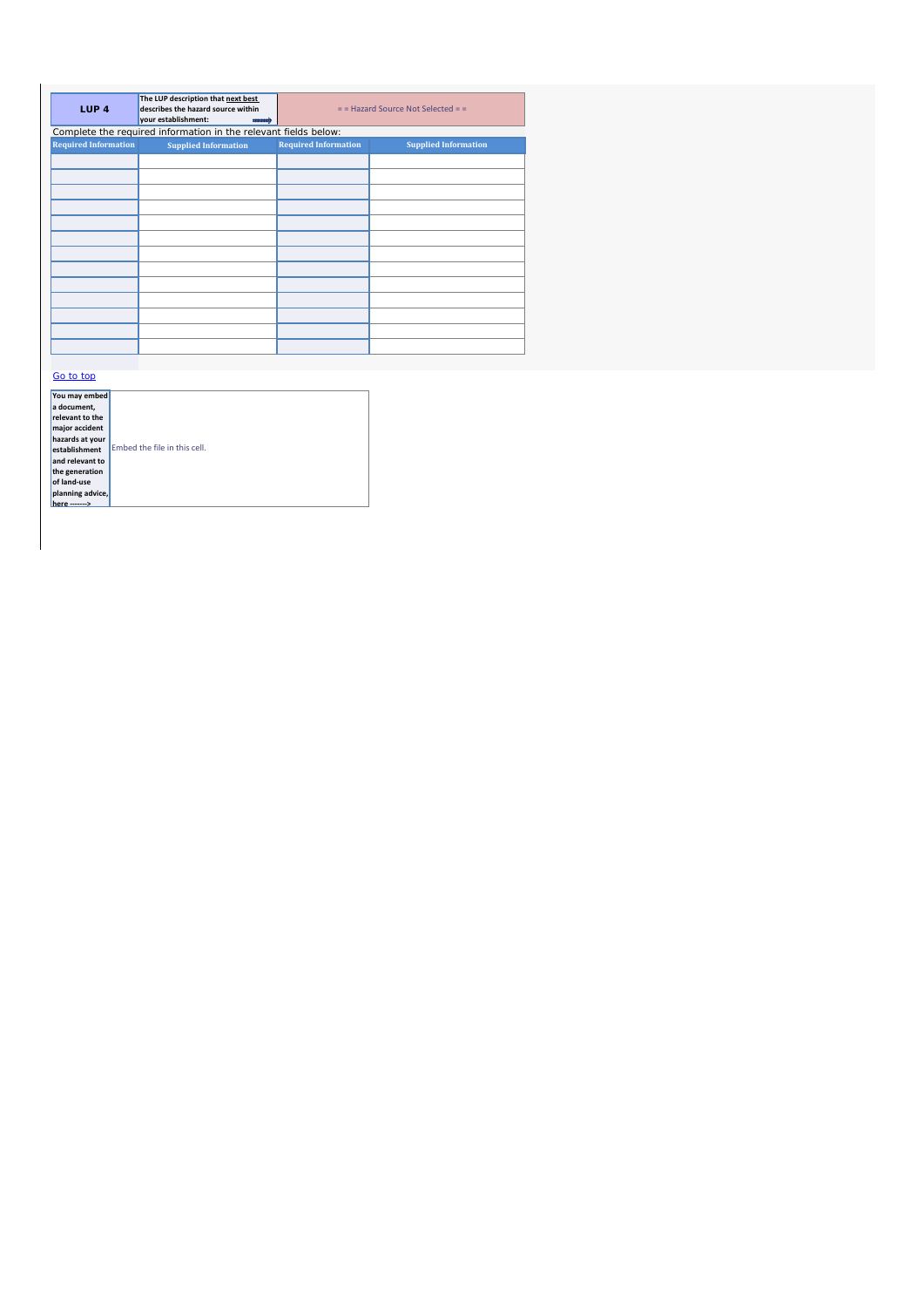| LUP 4 | The LUP description that next best describes the hazard source within your establishment: | = = Hazard Source Not Selected = = | |
|---|---|---|---|

Complete the required information in the relevant fields below:

| Required Information | Supplied Information | Required Information | Supplied Information |
|---|---|---|---|
| | | | |
| | | | |
| | | | |
| | | | |
| | | | |
| | | | |
| | | | |
| | | | |
| | | | |
| | | | |
| | | | |
| | | | |
| | | | |

Go to top

| | |
|---|---|
| You may embed a document, relevant to the major accident hazards at your establishment and relevant to the generation of land-use planning advice, here -------> | Embed the file in this cell. |